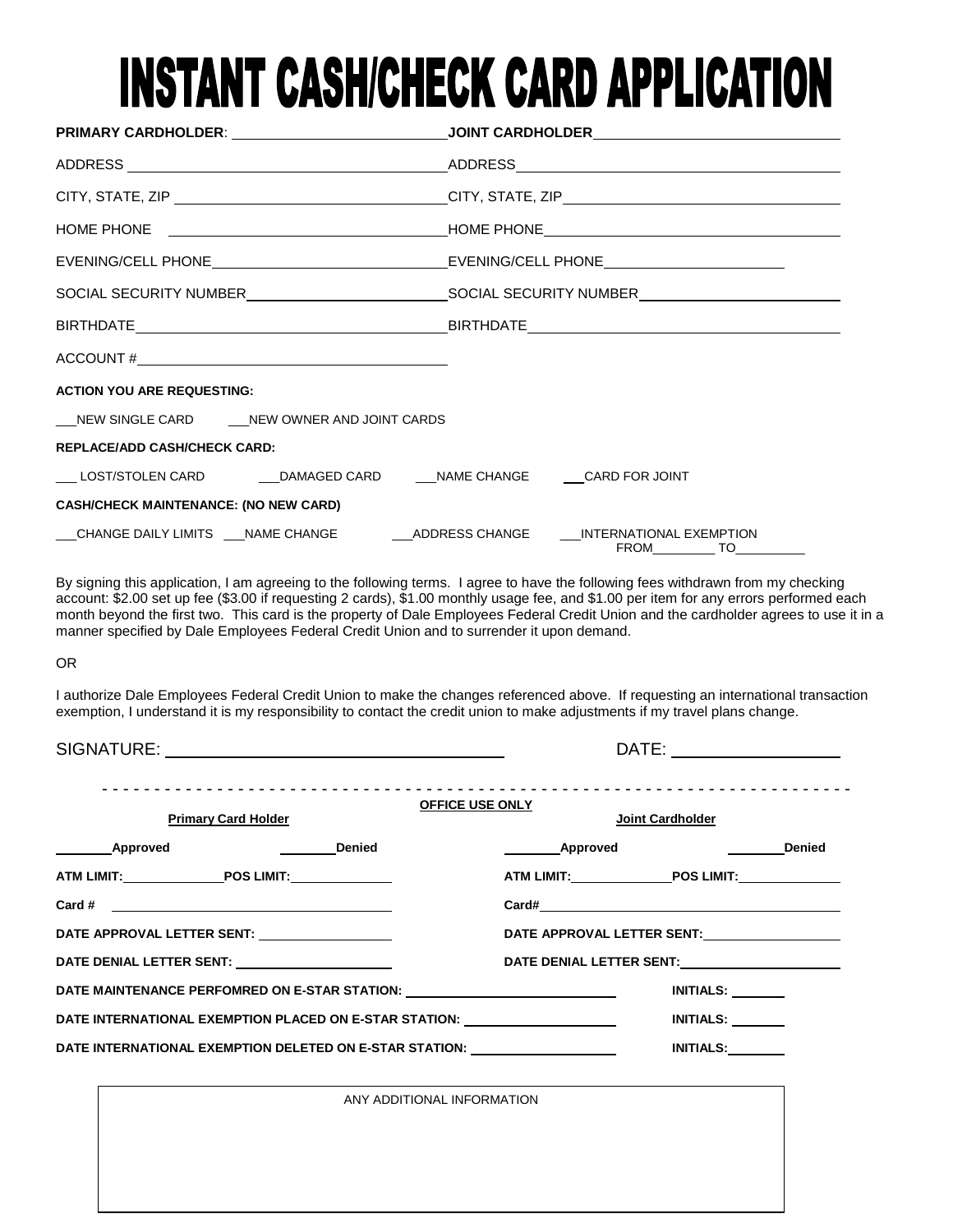# INSTANT CASH/CHECK CARD APPLICATION

| | |
|---|---|
| **PRIMARY CARDHOLDER**: ______________________ | **JOINT CARDHOLDER** ______________________ |
| ADDRESS ______________________ | ADDRESS ______________________ |
| CITY, STATE, ZIP ______________________ | CITY, STATE, ZIP ______________________ |
| HOME PHONE ______________________ | HOME PHONE ______________________ |
| EVENING/CELL PHONE ______________________ | EVENING/CELL PHONE ______________________ |
| SOCIAL SECURITY NUMBER ______________________ | SOCIAL SECURITY NUMBER ______________________ |
| BIRTHDATE ______________________ | BIRTHDATE ______________________ |
| ACCOUNT # ______________________ | |

**ACTION YOU ARE REQUESTING:**

___NEW SINGLE CARD ___NEW OWNER AND JOINT CARDS

**REPLACE/ADD CASH/CHECK CARD:**

___ LOST/STOLEN CARD ___DAMAGED CARD ___NAME CHANGE ___CARD FOR JOINT

**CASH/CHECK MAINTENANCE: (NO NEW CARD)**

___CHANGE DAILY LIMITS ___NAME CHANGE ___ADDRESS CHANGE ___INTERNATIONAL EXEMPTION FROM________ TO_________

By signing this application, I am agreeing to the following terms. I agree to have the following fees withdrawn from my checking account: $2.00 set up fee ($3.00 if requesting 2 cards), $1.00 monthly usage fee, and $1.00 per item for any errors performed each month beyond the first two. This card is the property of Dale Employees Federal Credit Union and the cardholder agrees to use it in a manner specified by Dale Employees Federal Credit Union and to surrender it upon demand.

OR

I authorize Dale Employees Federal Credit Union to make the changes referenced above. If requesting an international transaction exemption, I understand it is my responsibility to contact the credit union to make adjustments if my travel plans change.

SIGNATURE: ______________________ DATE: ______________

- - - - - - - - - - - - - - - - - - - - - - - - - - - - - - - - - - - - - - - - - - - - - - - - - - - - -

**OFFICE USE ONLY**

| **Primary Card Holder** | | **Joint Cardholder** | |
|---|---|---|---|
| _______**Approved** | _______**Denied** | _______**Approved** | _______**Denied** |
| **ATM LIMIT:**__________ | **POS LIMIT:**__________ | **ATM LIMIT:**__________ | **POS LIMIT:**__________ |
| **Card #** ______________________ | | **Card#** ______________________ | |
| **DATE APPROVAL LETTER SENT:** ______________ | | **DATE APPROVAL LETTER SENT:** ______________ | |
| **DATE DENIAL LETTER SENT:** ______________ | | **DATE DENIAL LETTER SENT:** ______________ | |

**DATE MAINTENANCE PERFOMRED ON E-STAR STATION:** ______________________ **INITIALS:** _______

**DATE INTERNATIONAL EXEMPTION PLACED ON E-STAR STATION:** ______________ **INITIALS:** _______

**DATE INTERNATIONAL EXEMPTION DELETED ON E-STAR STATION:** ______________ **INITIALS:** _______

| ANY ADDITIONAL INFORMATION |
|---|
| |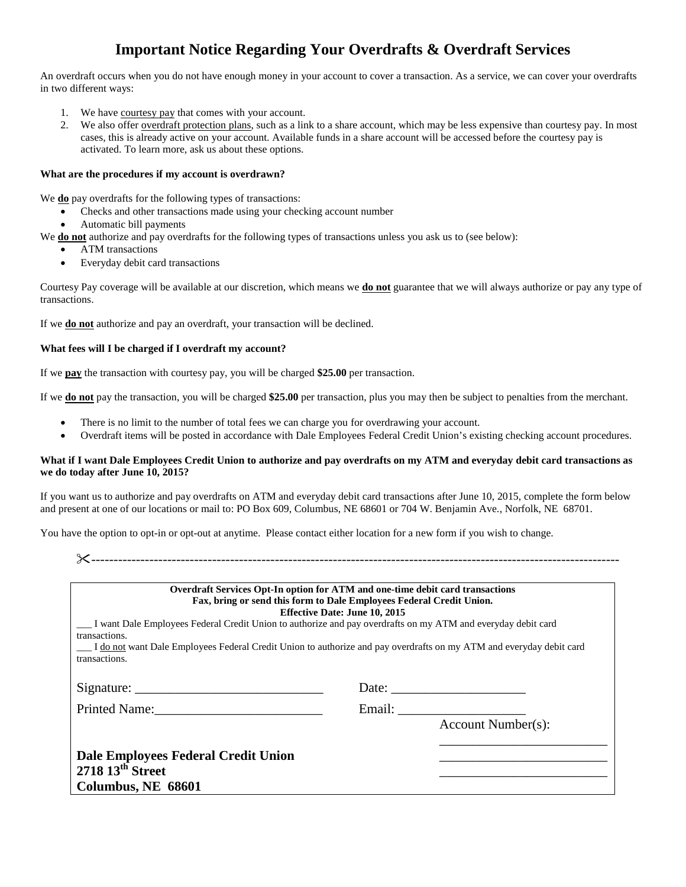# Important Notice Regarding Your Overdrafts & Overdraft Services

An overdraft occurs when you do not have enough money in your account to cover a transaction. As a service, we can cover your overdrafts in two different ways:

1. We have courtesy pay that comes with your account.
2. We also offer overdraft protection plans, such as a link to a share account, which may be less expensive than courtesy pay. In most cases, this is already active on your account. Available funds in a share account will be accessed before the courtesy pay is activated. To learn more, ask us about these options.

**What are the procedures if my account is overdrawn?**

We **do** pay overdrafts for the following types of transactions:

- Checks and other transactions made using your checking account number
- Automatic bill payments

We **do not** authorize and pay overdrafts for the following types of transactions unless you ask us to (see below):

- ATM transactions
- Everyday debit card transactions

Courtesy Pay coverage will be available at our discretion, which means we **do not** guarantee that we will always authorize or pay any type of transactions.

If we **do not** authorize and pay an overdraft, your transaction will be declined.

**What fees will I be charged if I overdraft my account?**

If we **pay** the transaction with courtesy pay, you will be charged **$25.00** per transaction.

If we **do not** pay the transaction, you will be charged **$25.00** per transaction, plus you may then be subject to penalties from the merchant.

- There is no limit to the number of total fees we can charge you for overdrawing your account.
- Overdraft items will be posted in accordance with Dale Employees Federal Credit Union's existing checking account procedures.

**What if I want Dale Employees Credit Union to authorize and pay overdrafts on my ATM and everyday debit card transactions as we do today after June 10, 2015?**

If you want us to authorize and pay overdrafts on ATM and everyday debit card transactions after June 10, 2015, complete the form below and present at one of our locations or mail to: PO Box 609, Columbus, NE 68601 or 704 W. Benjamin Ave., Norfolk, NE 68701.

You have the option to opt-in or opt-out at anytime. Please contact either location for a new form if you wish to change.

✂------------------------------------------------------------------------------------------------------------------------

**Overdraft Services Opt-In option for ATM and one-time debit card transactions**
**Fax, bring or send this form to Dale Employees Federal Credit Union.**
**Effective Date: June 10, 2015**

___ I want Dale Employees Federal Credit Union to authorize and pay overdrafts on my ATM and everyday debit card transactions.

___ I do not want Dale Employees Federal Credit Union to authorize and pay overdrafts on my ATM and everyday debit card transactions.

Signature: ____________________________ Date: ____________________

Printed Name:_________________________ Email: ___________________

Account Number(s):

__________________________

__________________________

__________________________

**Dale Employees Federal Credit Union**
**2718 13th Street**
**Columbus, NE 68601**